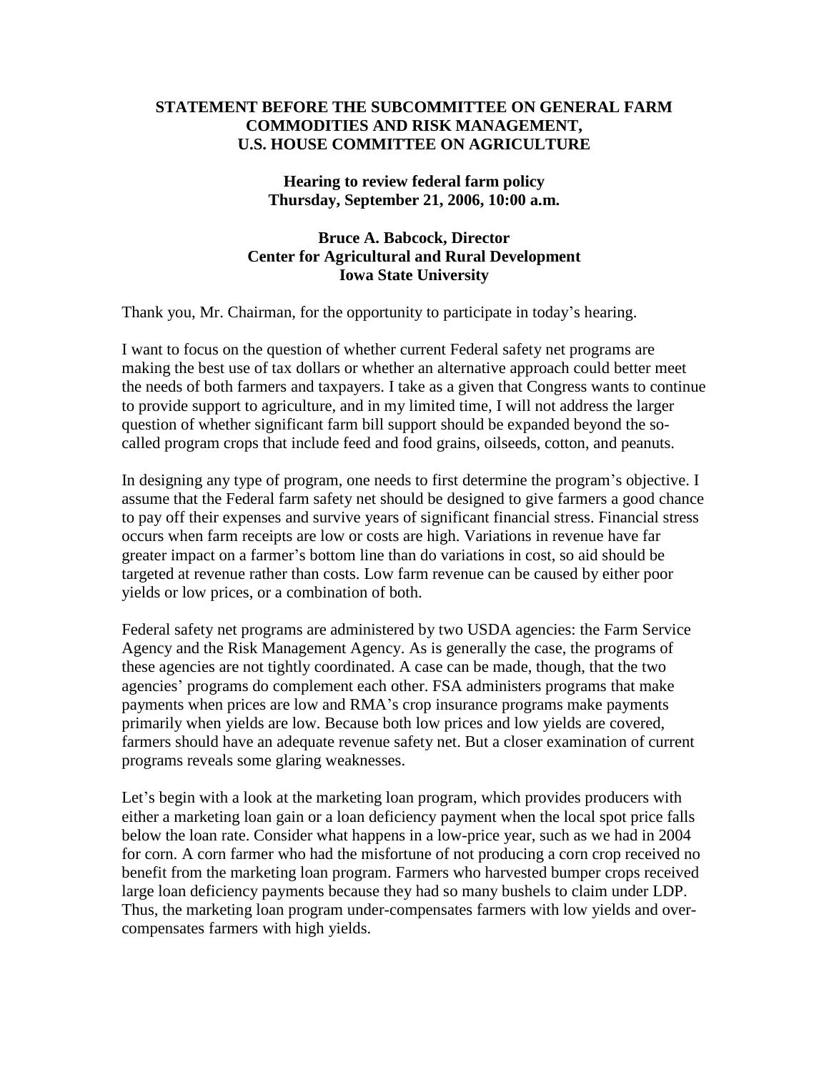**STATEMENT BEFORE THE SUBCOMMITTEE ON GENERAL FARM COMMODITIES AND RISK MANAGEMENT, U.S. HOUSE COMMITTEE ON AGRICULTURE**

**Hearing to review federal farm policy**
**Thursday, September 21, 2006, 10:00 a.m.**

**Bruce A. Babcock, Director**
**Center for Agricultural and Rural Development**
**Iowa State University**

Thank you, Mr. Chairman, for the opportunity to participate in today's hearing.

I want to focus on the question of whether current Federal safety net programs are making the best use of tax dollars or whether an alternative approach could better meet the needs of both farmers and taxpayers. I take as a given that Congress wants to continue to provide support to agriculture, and in my limited time, I will not address the larger question of whether significant farm bill support should be expanded beyond the so-called program crops that include feed and food grains, oilseeds, cotton, and peanuts.

In designing any type of program, one needs to first determine the program's objective. I assume that the Federal farm safety net should be designed to give farmers a good chance to pay off their expenses and survive years of significant financial stress. Financial stress occurs when farm receipts are low or costs are high. Variations in revenue have far greater impact on a farmer's bottom line than do variations in cost, so aid should be targeted at revenue rather than costs. Low farm revenue can be caused by either poor yields or low prices, or a combination of both.

Federal safety net programs are administered by two USDA agencies: the Farm Service Agency and the Risk Management Agency. As is generally the case, the programs of these agencies are not tightly coordinated. A case can be made, though, that the two agencies' programs do complement each other. FSA administers programs that make payments when prices are low and RMA's crop insurance programs make payments primarily when yields are low. Because both low prices and low yields are covered, farmers should have an adequate revenue safety net. But a closer examination of current programs reveals some glaring weaknesses.

Let's begin with a look at the marketing loan program, which provides producers with either a marketing loan gain or a loan deficiency payment when the local spot price falls below the loan rate. Consider what happens in a low-price year, such as we had in 2004 for corn. A corn farmer who had the misfortune of not producing a corn crop received no benefit from the marketing loan program. Farmers who harvested bumper crops received large loan deficiency payments because they had so many bushels to claim under LDP. Thus, the marketing loan program under-compensates farmers with low yields and over-compensates farmers with high yields.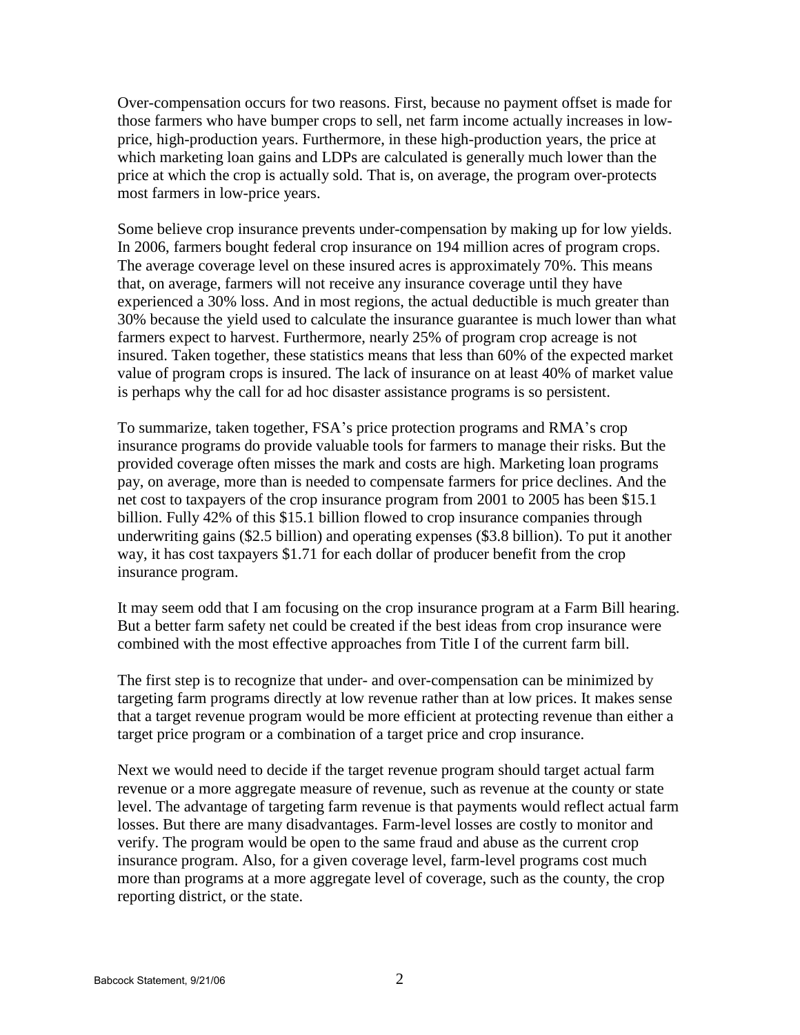Over-compensation occurs for two reasons. First, because no payment offset is made for those farmers who have bumper crops to sell, net farm income actually increases in low-price, high-production years. Furthermore, in these high-production years, the price at which marketing loan gains and LDPs are calculated is generally much lower than the price at which the crop is actually sold. That is, on average, the program over-protects most farmers in low-price years.

Some believe crop insurance prevents under-compensation by making up for low yields. In 2006, farmers bought federal crop insurance on 194 million acres of program crops. The average coverage level on these insured acres is approximately 70%. This means that, on average, farmers will not receive any insurance coverage until they have experienced a 30% loss. And in most regions, the actual deductible is much greater than 30% because the yield used to calculate the insurance guarantee is much lower than what farmers expect to harvest. Furthermore, nearly 25% of program crop acreage is not insured. Taken together, these statistics means that less than 60% of the expected market value of program crops is insured. The lack of insurance on at least 40% of market value is perhaps why the call for ad hoc disaster assistance programs is so persistent.

To summarize, taken together, FSA's price protection programs and RMA's crop insurance programs do provide valuable tools for farmers to manage their risks. But the provided coverage often misses the mark and costs are high. Marketing loan programs pay, on average, more than is needed to compensate farmers for price declines. And the net cost to taxpayers of the crop insurance program from 2001 to 2005 has been $15.1 billion. Fully 42% of this $15.1 billion flowed to crop insurance companies through underwriting gains ($2.5 billion) and operating expenses ($3.8 billion). To put it another way, it has cost taxpayers $1.71 for each dollar of producer benefit from the crop insurance program.

It may seem odd that I am focusing on the crop insurance program at a Farm Bill hearing. But a better farm safety net could be created if the best ideas from crop insurance were combined with the most effective approaches from Title I of the current farm bill.

The first step is to recognize that under- and over-compensation can be minimized by targeting farm programs directly at low revenue rather than at low prices. It makes sense that a target revenue program would be more efficient at protecting revenue than either a target price program or a combination of a target price and crop insurance.

Next we would need to decide if the target revenue program should target actual farm revenue or a more aggregate measure of revenue, such as revenue at the county or state level. The advantage of targeting farm revenue is that payments would reflect actual farm losses. But there are many disadvantages. Farm-level losses are costly to monitor and verify. The program would be open to the same fraud and abuse as the current crop insurance program. Also, for a given coverage level, farm-level programs cost much more than programs at a more aggregate level of coverage, such as the county, the crop reporting district, or the state.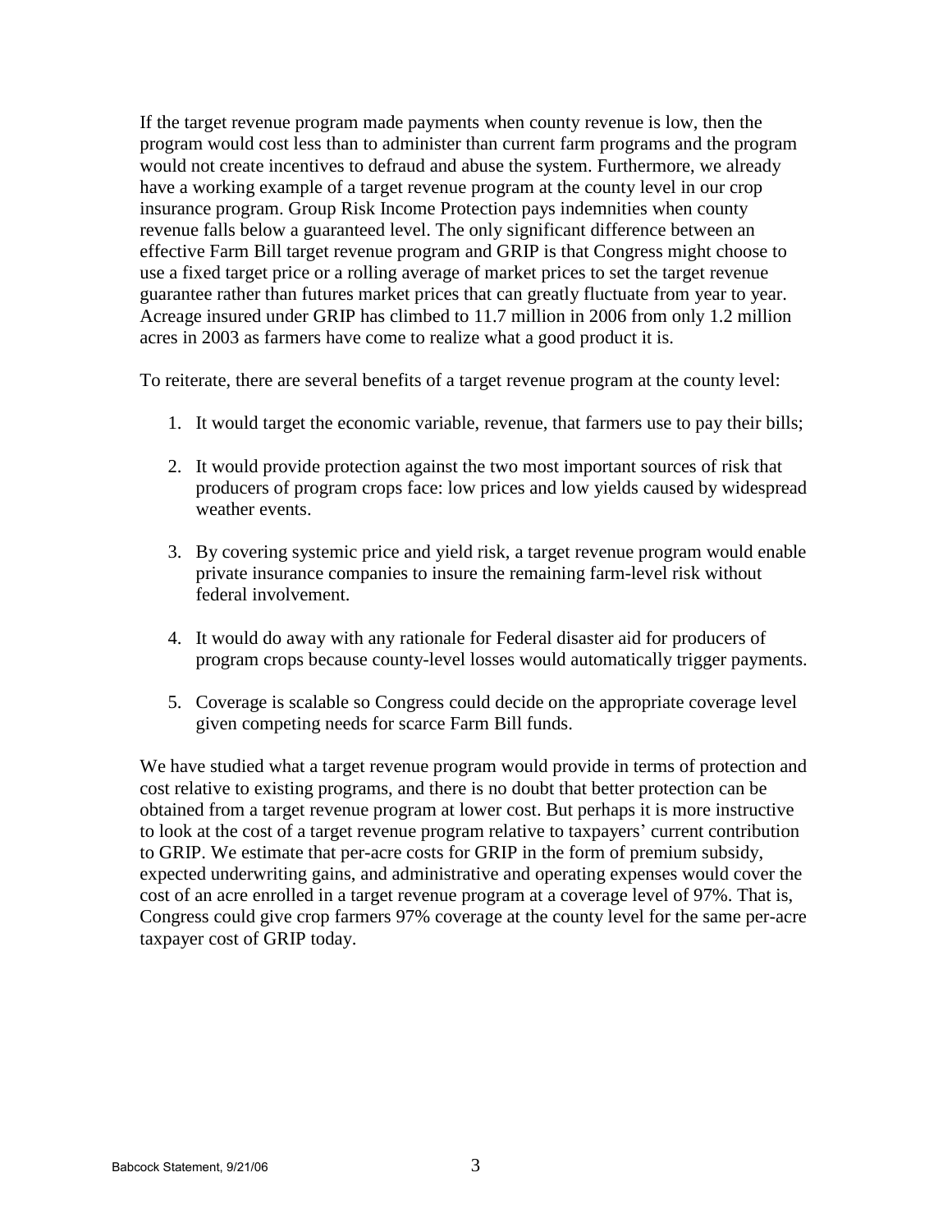If the target revenue program made payments when county revenue is low, then the program would cost less than to administer than current farm programs and the program would not create incentives to defraud and abuse the system. Furthermore, we already have a working example of a target revenue program at the county level in our crop insurance program. Group Risk Income Protection pays indemnities when county revenue falls below a guaranteed level. The only significant difference between an effective Farm Bill target revenue program and GRIP is that Congress might choose to use a fixed target price or a rolling average of market prices to set the target revenue guarantee rather than futures market prices that can greatly fluctuate from year to year. Acreage insured under GRIP has climbed to 11.7 million in 2006 from only 1.2 million acres in 2003 as farmers have come to realize what a good product it is.

To reiterate, there are several benefits of a target revenue program at the county level:

1. It would target the economic variable, revenue, that farmers use to pay their bills;

2. It would provide protection against the two most important sources of risk that producers of program crops face: low prices and low yields caused by widespread weather events.

3. By covering systemic price and yield risk, a target revenue program would enable private insurance companies to insure the remaining farm-level risk without federal involvement.

4. It would do away with any rationale for Federal disaster aid for producers of program crops because county-level losses would automatically trigger payments.

5. Coverage is scalable so Congress could decide on the appropriate coverage level given competing needs for scarce Farm Bill funds.

We have studied what a target revenue program would provide in terms of protection and cost relative to existing programs, and there is no doubt that better protection can be obtained from a target revenue program at lower cost. But perhaps it is more instructive to look at the cost of a target revenue program relative to taxpayers' current contribution to GRIP. We estimate that per-acre costs for GRIP in the form of premium subsidy, expected underwriting gains, and administrative and operating expenses would cover the cost of an acre enrolled in a target revenue program at a coverage level of 97%. That is, Congress could give crop farmers 97% coverage at the county level for the same per-acre taxpayer cost of GRIP today.